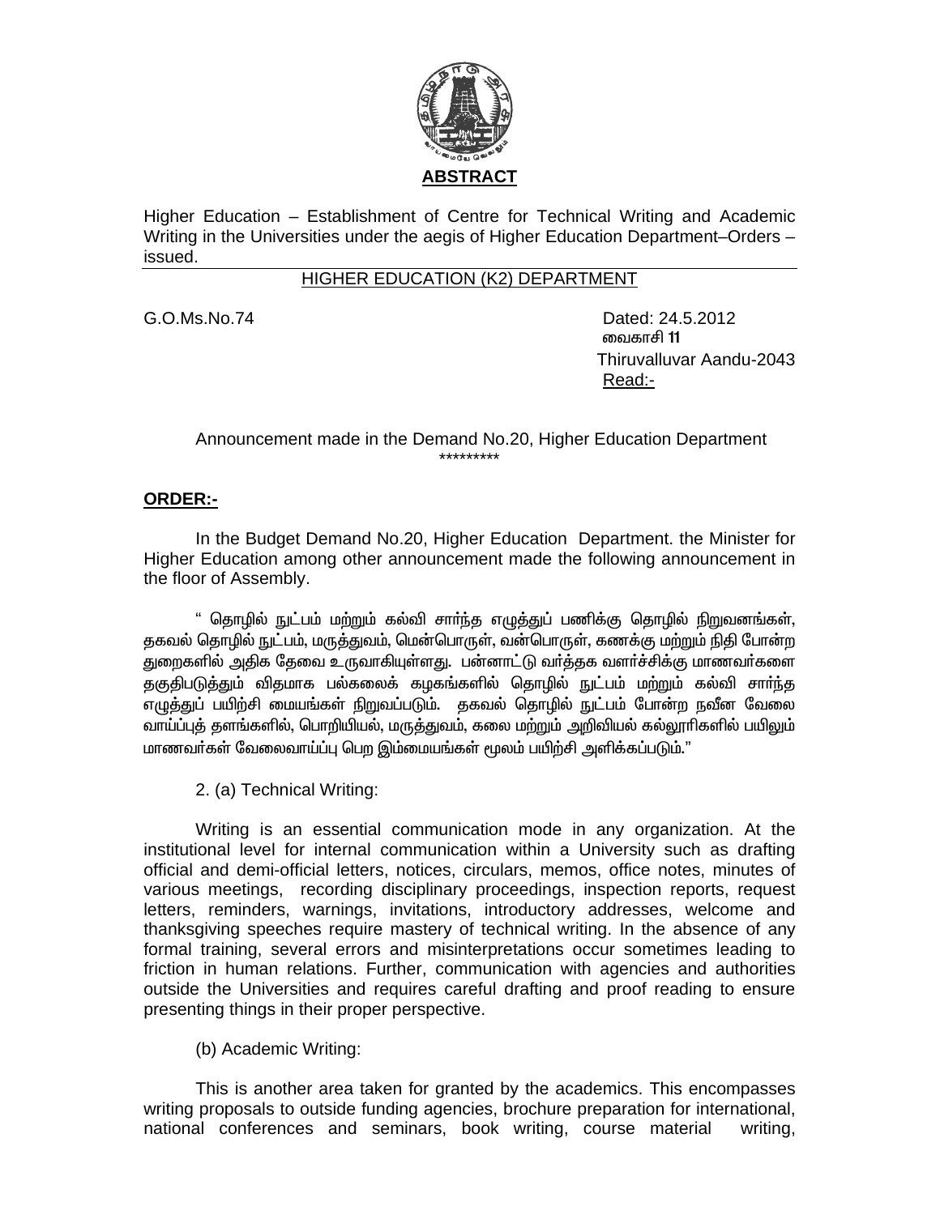**ABSTRACT**

Higher Education – Establishment of Centre for Technical Writing and Academic Writing in the Universities under the aegis of Higher Education Department–Orders – issued.

HIGHER EDUCATION (K2) DEPARTMENT

G.O.Ms.No.74

Dated: 24.5.2012
வைகாசி 11
Thiruvalluvar Aandu-2043

Read:-

Announcement made in the Demand No.20, Higher Education Department

\*\*\*\*\*\*\*\*\*

**ORDER:-**

In the Budget Demand No.20, Higher Education Department. the Minister for Higher Education among other announcement made the following announcement in the floor of Assembly.

" தொழில் நுட்பம் மற்றும் கல்வி சார்ந்த எழுத்துப் பணிக்கு தொழில் நிறுவனங்கள், தகவல் தொழில் நுட்பம், மருத்துவம், மென்பொருள், வன்பொருள், கணக்கு மற்றும் நிதி போன்ற துறைகளில் அதிக தேவை உருவாகியுள்ளது. பன்னாட்டு வர்த்தக வளர்ச்சிக்கு மாணவர்களை தகுதிபடுத்தும் விதமாக பல்கலைக் கழகங்களில் தொழில் நுட்பம் மற்றும் கல்வி சார்ந்த எழுத்துப் பயிற்சி மையங்கள் நிறுவப்படும். தகவல் தொழில் நுட்பம் போன்ற நவீன வேலை வாய்ப்புத் தளங்களில், பொறியியல், மருத்துவம், கலை மற்றும் அறிவியல் கல்லூரிகளில் பயிலும் மாணவர்கள் வேலைவாய்ப்பு பெற இம்மையங்கள் மூலம் பயிற்சி அளிக்கப்படும்."

2. (a) Technical Writing:

Writing is an essential communication mode in any organization. At the institutional level for internal communication within a University such as drafting official and demi-official letters, notices, circulars, memos, office notes, minutes of various meetings, recording disciplinary proceedings, inspection reports, request letters, reminders, warnings, invitations, introductory addresses, welcome and thanksgiving speeches require mastery of technical writing. In the absence of any formal training, several errors and misinterpretations occur sometimes leading to friction in human relations. Further, communication with agencies and authorities outside the Universities and requires careful drafting and proof reading to ensure presenting things in their proper perspective.

(b) Academic Writing:

This is another area taken for granted by the academics. This encompasses writing proposals to outside funding agencies, brochure preparation for international, national conferences and seminars, book writing, course material writing,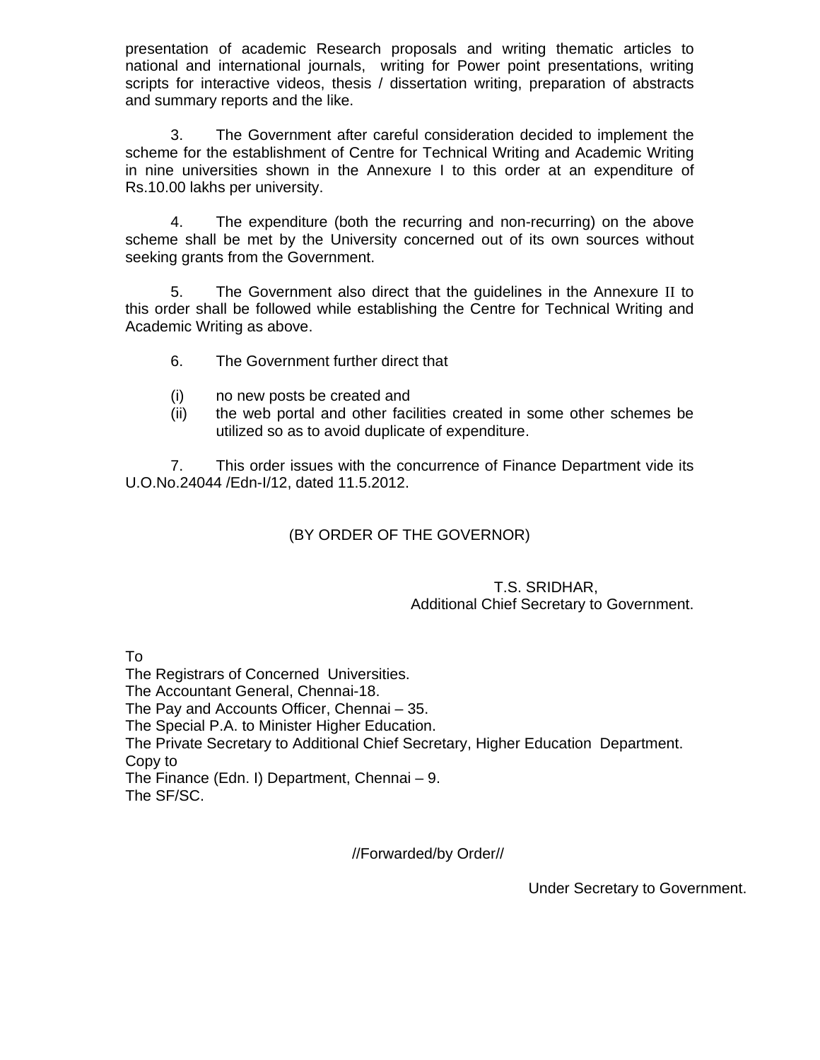presentation of academic Research proposals and writing thematic articles to national and international journals, writing for Power point presentations, writing scripts for interactive videos, thesis / dissertation writing, preparation of abstracts and summary reports and the like.

3. The Government after careful consideration decided to implement the scheme for the establishment of Centre for Technical Writing and Academic Writing in nine universities shown in the Annexure I to this order at an expenditure of Rs.10.00 lakhs per university.

4. The expenditure (both the recurring and non-recurring) on the above scheme shall be met by the University concerned out of its own sources without seeking grants from the Government.

5. The Government also direct that the guidelines in the Annexure II to this order shall be followed while establishing the Centre for Technical Writing and Academic Writing as above.

6. The Government further direct that

(i) no new posts be created and
(ii) the web portal and other facilities created in some other schemes be utilized so as to avoid duplicate of expenditure.

7. This order issues with the concurrence of Finance Department vide its U.O.No.24044 /Edn-I/12, dated 11.5.2012.

(BY ORDER OF THE GOVERNOR)

T.S. SRIDHAR,
Additional Chief Secretary to Government.

To
The Registrars of Concerned Universities.
The Accountant General, Chennai-18.
The Pay and Accounts Officer, Chennai – 35.
The Special P.A. to Minister Higher Education.
The Private Secretary to Additional Chief Secretary, Higher Education Department.
Copy to
The Finance (Edn. I) Department, Chennai – 9.
The SF/SC.

//Forwarded/by Order//

Under Secretary to Government.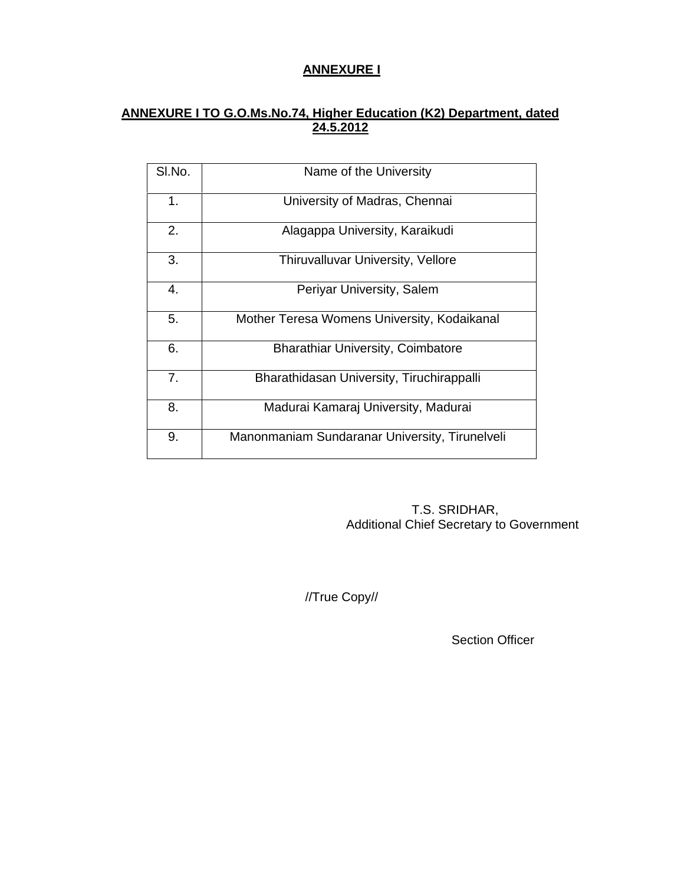**ANNEXURE I**

**ANNEXURE I TO G.O.Ms.No.74, Higher Education (K2) Department, dated 24.5.2012**

| Sl.No. | Name of the University |
|---|---|
| 1. | University of Madras, Chennai |
| 2. | Alagappa University, Karaikudi |
| 3. | Thiruvalluvar University, Vellore |
| 4. | Periyar University, Salem |
| 5. | Mother Teresa Womens University, Kodaikanal |
| 6. | Bharathiar University, Coimbatore |
| 7. | Bharathidasan University, Tiruchirappalli |
| 8. | Madurai Kamaraj University, Madurai |
| 9. | Manonmaniam Sundaranar University, Tirunelveli |

T.S. SRIDHAR,
Additional Chief Secretary to Government

//True Copy//

Section Officer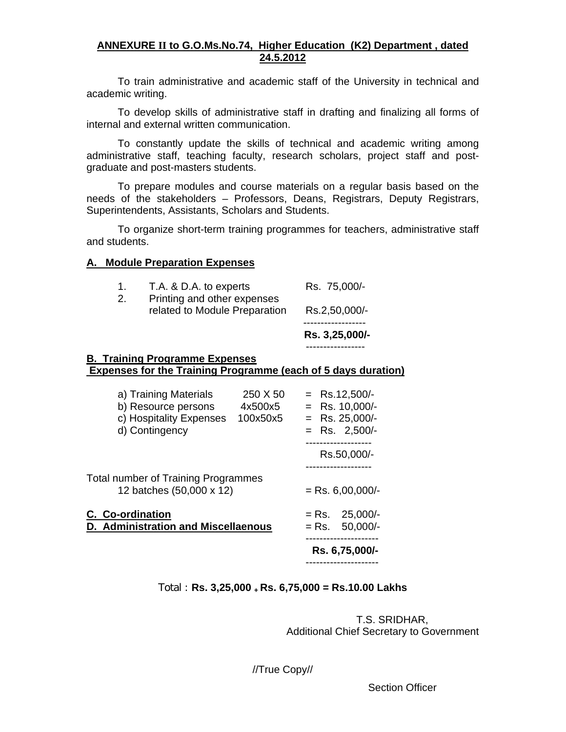**ANNEXURE II to G.O.Ms.No.74, Higher Education (K2) Department , dated 24.5.2012**

To train administrative and academic staff of the University in technical and academic writing.

To develop skills of administrative staff in drafting and finalizing all forms of internal and external written communication.

To constantly update the skills of technical and academic writing among administrative staff, teaching faculty, research scholars, project staff and post-graduate and post-masters students.

To prepare modules and course materials on a regular basis based on the needs of the stakeholders – Professors, Deans, Registrars, Deputy Registrars, Superintendents, Assistants, Scholars and Students.

To organize short-term training programmes for teachers, administrative staff and students.

**A. Module Preparation Expenses**

| | | |
|---|---|---|
| 1. | T.A. & D.A. to experts | Rs. 75,000/- |
| 2. | Printing and other expenses related to Module Preparation | Rs.2,50,000/- |
| | | **Rs. 3,25,000/-** |

**B. Training Programme Expenses**
**Expenses for the Training Programme (each of 5 days duration)**

| | | |
|---|---|---|
| a) Training Materials | 250 X 50 | = Rs.12,500/- |
| b) Resource persons | 4x500x5 | = Rs. 10,000/- |
| c) Hospitality Expenses | 100x50x5 | = Rs. 25,000/- |
| d) Contingency | | = Rs. 2,500/- |
| | | Rs.50,000/- |

| | |
|---|---|
| Total number of Training Programmes 12 batches (50,000 x 12) | = Rs. 6,00,000/- |
| **C. Co-ordination** | = Rs. 25,000/- |
| **D. Administration and Miscellaenous** | = Rs. 50,000/- |
| | **Rs. 6,75,000/-** |

Total : **Rs. 3,25,000 + Rs. 6,75,000 = Rs.10.00 Lakhs**

T.S. SRIDHAR,
Additional Chief Secretary to Government

//True Copy//

Section Officer